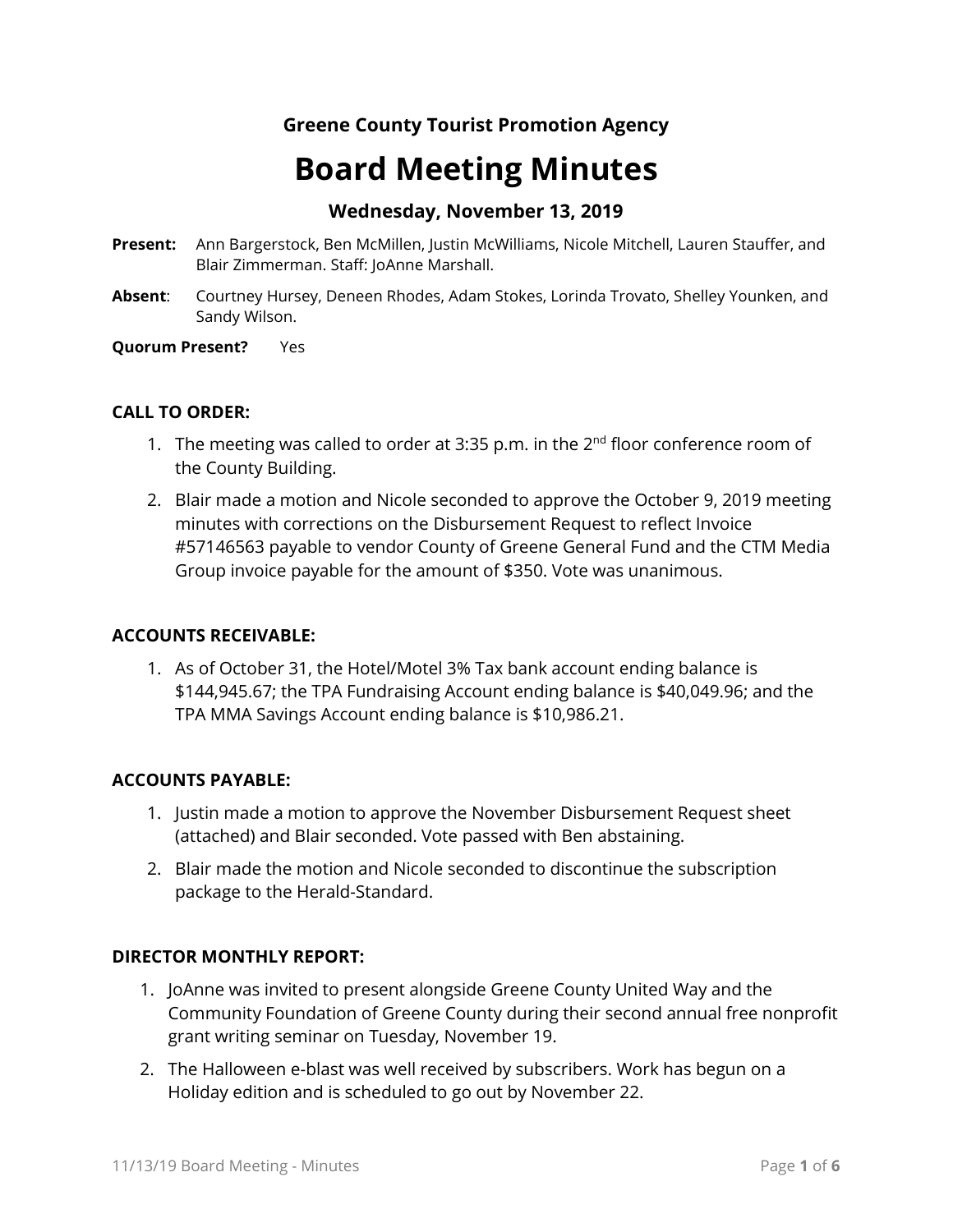**Greene County Tourist Promotion Agency**

# Board Meeting Minutes

### Wednesday, November 13, 2019

**Present:** Ann Bargerstock, Ben McMillen, Justin McWilliams, Nicole Mitchell, Lauren Stauffer, and Blair Zimmerman. Staff: JoAnne Marshall.

**Absent**: Courtney Hursey, Deneen Rhodes, Adam Stokes, Lorinda Trovato, Shelley Younken, and Sandy Wilson.

**Quorum Present?** Yes

**CALL TO ORDER:**

1. The meeting was called to order at 3:35 p.m. in the 2nd floor conference room of the County Building.
2. Blair made a motion and Nicole seconded to approve the October 9, 2019 meeting minutes with corrections on the Disbursement Request to reflect Invoice #57146563 payable to vendor County of Greene General Fund and the CTM Media Group invoice payable for the amount of $350. Vote was unanimous.

**ACCOUNTS RECEIVABLE:**

1. As of October 31, the Hotel/Motel 3% Tax bank account ending balance is $144,945.67; the TPA Fundraising Account ending balance is $40,049.96; and the TPA MMA Savings Account ending balance is $10,986.21.

**ACCOUNTS PAYABLE:**

1. Justin made a motion to approve the November Disbursement Request sheet (attached) and Blair seconded. Vote passed with Ben abstaining.
2. Blair made the motion and Nicole seconded to discontinue the subscription package to the Herald-Standard.

**DIRECTOR MONTHLY REPORT:**

1. JoAnne was invited to present alongside Greene County United Way and the Community Foundation of Greene County during their second annual free nonprofit grant writing seminar on Tuesday, November 19.
2. The Halloween e-blast was well received by subscribers. Work has begun on a Holiday edition and is scheduled to go out by November 22.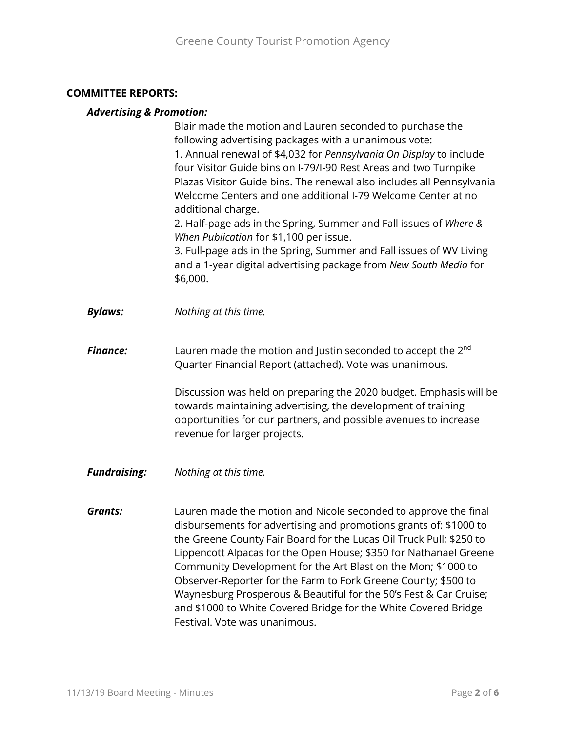**COMMITTEE REPORTS:**

***Advertising & Promotion:***

Blair made the motion and Lauren seconded to purchase the following advertising packages with a unanimous vote:

1. Annual renewal of $4,032 for *Pennsylvania On Display* to include four Visitor Guide bins on I-79/I-90 Rest Areas and two Turnpike Plazas Visitor Guide bins. The renewal also includes all Pennsylvania Welcome Centers and one additional I-79 Welcome Center at no additional charge.
2. Half-page ads in the Spring, Summer and Fall issues of *Where & When Publication* for $1,100 per issue.
3. Full-page ads in the Spring, Summer and Fall issues of WV Living and a 1-year digital advertising package from *New South Media* for $6,000.

***Bylaws:*** *Nothing at this time.*

***Finance:*** Lauren made the motion and Justin seconded to accept the 2nd Quarter Financial Report (attached). Vote was unanimous.

Discussion was held on preparing the 2020 budget. Emphasis will be towards maintaining advertising, the development of training opportunities for our partners, and possible avenues to increase revenue for larger projects.

***Fundraising:*** *Nothing at this time.*

***Grants:*** Lauren made the motion and Nicole seconded to approve the final disbursements for advertising and promotions grants of: $1000 to the Greene County Fair Board for the Lucas Oil Truck Pull; $250 to Lippencott Alpacas for the Open House; $350 for Nathanael Greene Community Development for the Art Blast on the Mon; $1000 to Observer-Reporter for the Farm to Fork Greene County; $500 to Waynesburg Prosperous & Beautiful for the 50's Fest & Car Cruise; and $1000 to White Covered Bridge for the White Covered Bridge Festival. Vote was unanimous.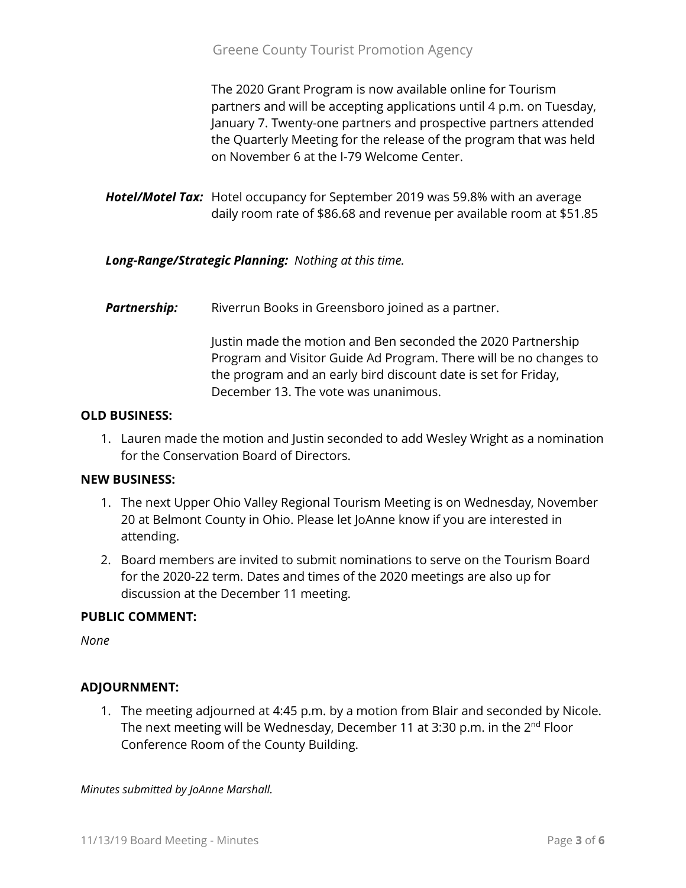The 2020 Grant Program is now available online for Tourism partners and will be accepting applications until 4 p.m. on Tuesday, January 7. Twenty-one partners and prospective partners attended the Quarterly Meeting for the release of the program that was held on November 6 at the I-79 Welcome Center.

***Hotel/Motel Tax:*** Hotel occupancy for September 2019 was 59.8% with an average daily room rate of $86.68 and revenue per available room at $51.85

***Long-Range/Strategic Planning:*** *Nothing at this time.*

***Partnership:*** Riverrun Books in Greensboro joined as a partner.

Justin made the motion and Ben seconded the 2020 Partnership Program and Visitor Guide Ad Program. There will be no changes to the program and an early bird discount date is set for Friday, December 13. The vote was unanimous.

**OLD BUSINESS:**

1. Lauren made the motion and Justin seconded to add Wesley Wright as a nomination for the Conservation Board of Directors.

**NEW BUSINESS:**

1. The next Upper Ohio Valley Regional Tourism Meeting is on Wednesday, November 20 at Belmont County in Ohio. Please let JoAnne know if you are interested in attending.
2. Board members are invited to submit nominations to serve on the Tourism Board for the 2020-22 term. Dates and times of the 2020 meetings are also up for discussion at the December 11 meeting.

**PUBLIC COMMENT:**

*None*

**ADJOURNMENT:**

1. The meeting adjourned at 4:45 p.m. by a motion from Blair and seconded by Nicole. The next meeting will be Wednesday, December 11 at 3:30 p.m. in the 2nd Floor Conference Room of the County Building.

*Minutes submitted by JoAnne Marshall.*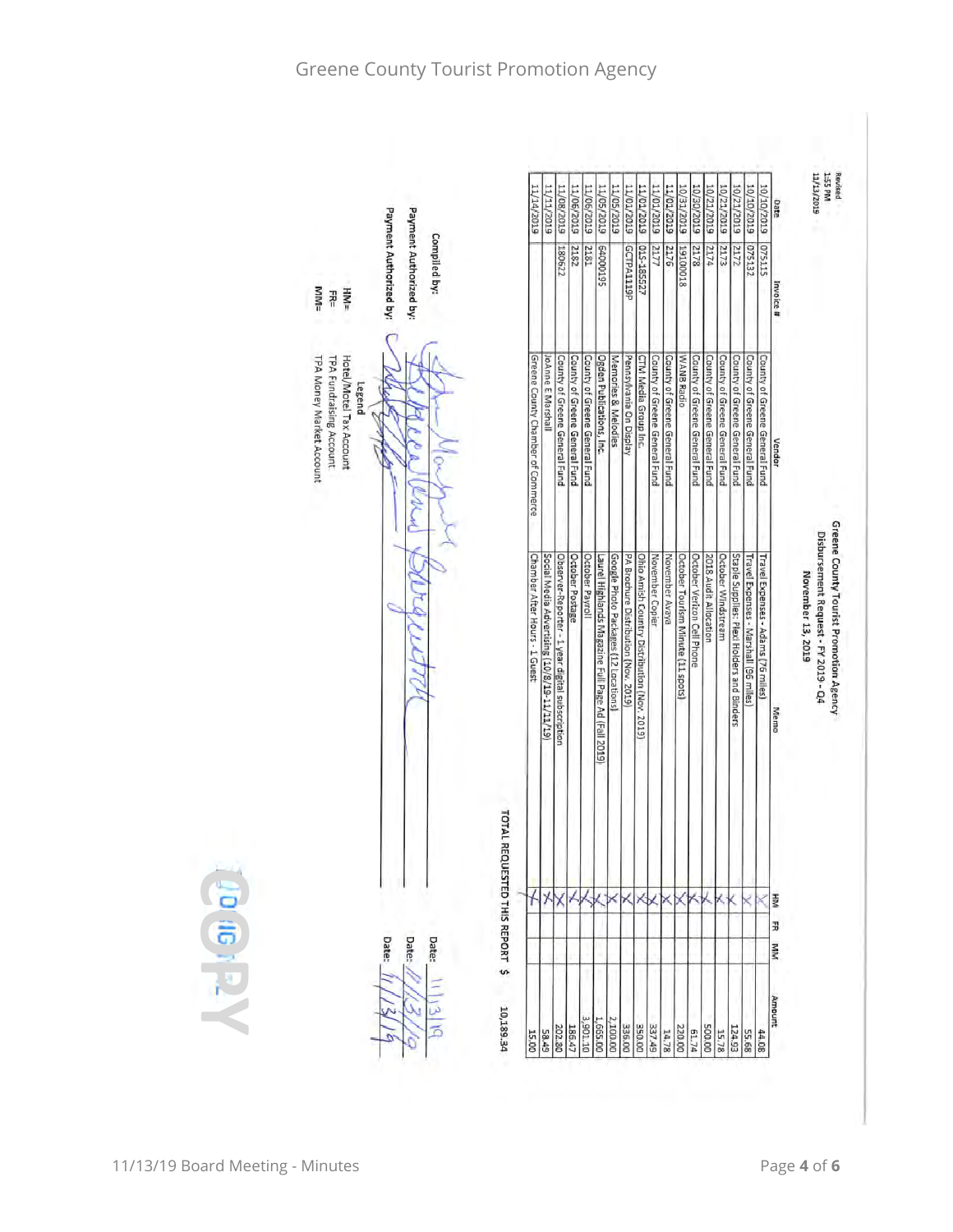# Greene County Tourist Promotion Agency

Revised
1:55 PM
11/13/2019

**Greene County Tourist Promotion Agency**
**Disbursement Request - FY 2019 - Q4**
**November 13, 2019**

| Date | Invoice # | Vendor | Memo | HM | FR | MM | Amount |
|---|---|---|---|---|---|---|---|
| 10/10/2019 | 075115 | County of Greene General Fund | Travel Expenses - Adams (76 miles) | X | | | 44.08 |
| 10/10/2019 | 075132 | County of Greene General Fund | Travel Expenses - Marshall (96 miles) | X | | | 55.68 |
| 10/21/2019 | 2172 | County of Greene General Fund | Staple Supplies: Plexi Holders and Binders | X | | | 124.93 |
| 10/21/2019 | 2173 | County of Greene General Fund | October Windstream | X | | | 15.78 |
| 10/21/2019 | 2174 | County of Greene General Fund | 2018 Audit Allocation | X | | | 500.00 |
| 10/30/2019 | 2178 | County of Greene General Fund | October Verizon Cell Phone | X | | | 61.74 |
| 10/31/2019 | 19100018 | WANB Radio | October Tourism Minute (11 spots) | X | | | 220.00 |
| 11/01/2019 | 2176 | County of Greene General Fund | November Avaya | X | | | 14.78 |
| 11/01/2019 | 2177 | County of Greene General Fund | November Copier | X | | | 337.49 |
| 11/01/2019 | OAS-185527 | CTM Media Group Inc. | Ohio Amish Country Distribution (Nov. 2019) | X | | | 350.00 |
| 11/01/2019 | GCTPA1119P | Pennsylvania On Display | PA Brochure Distribution (Nov. 2019) | X | | | 336.00 |
| 11/05/2019 | | Memories & Melodies | Google Photo Packages (12 Locations) | X | | | 2,100.00 |
| 11/05/2019 | 64000195 | Ogden Publications, Inc. | Laurel Highlands Magazine Full Page Ad (Fall 2019) | X | | | 1,665.00 |
| 11/06/2019 | 2181 | County of Greene General Fund | October Payroll | X | | | 3,901.10 |
| 11/06/2019 | 2182 | County of Greene General Fund | October Postage | X | | | 186.47 |
| 11/08/2019 | 180622 | County of Greene General Fund | Observer-Reporter - 1 year digital subscription | X | | | 202.80 |
| 11/11/2019 | | JoAnne E Marshall | Social Media Advertising (10/8/19-11/11/19) | X | | | 58.49 |
| 11/14/2019 | | Greene County Chamber of Commerce | Chamber After Hours - 1 Guest | X | | | 15.00 |

**TOTAL REQUESTED THIS REPORT $ 10,189.34**

Compiled by: [signature] Date: 11/13/19

Payment Authorized by: Rebecca Venick Borgquist Date: 11/13/19

Payment Authorized by: [signature] Date: 11/13/19

**Legend**

HM= Hotel/Motel Tax Account
FR= TPA Fundraising Account
MM= TPA Money Market Account

COPY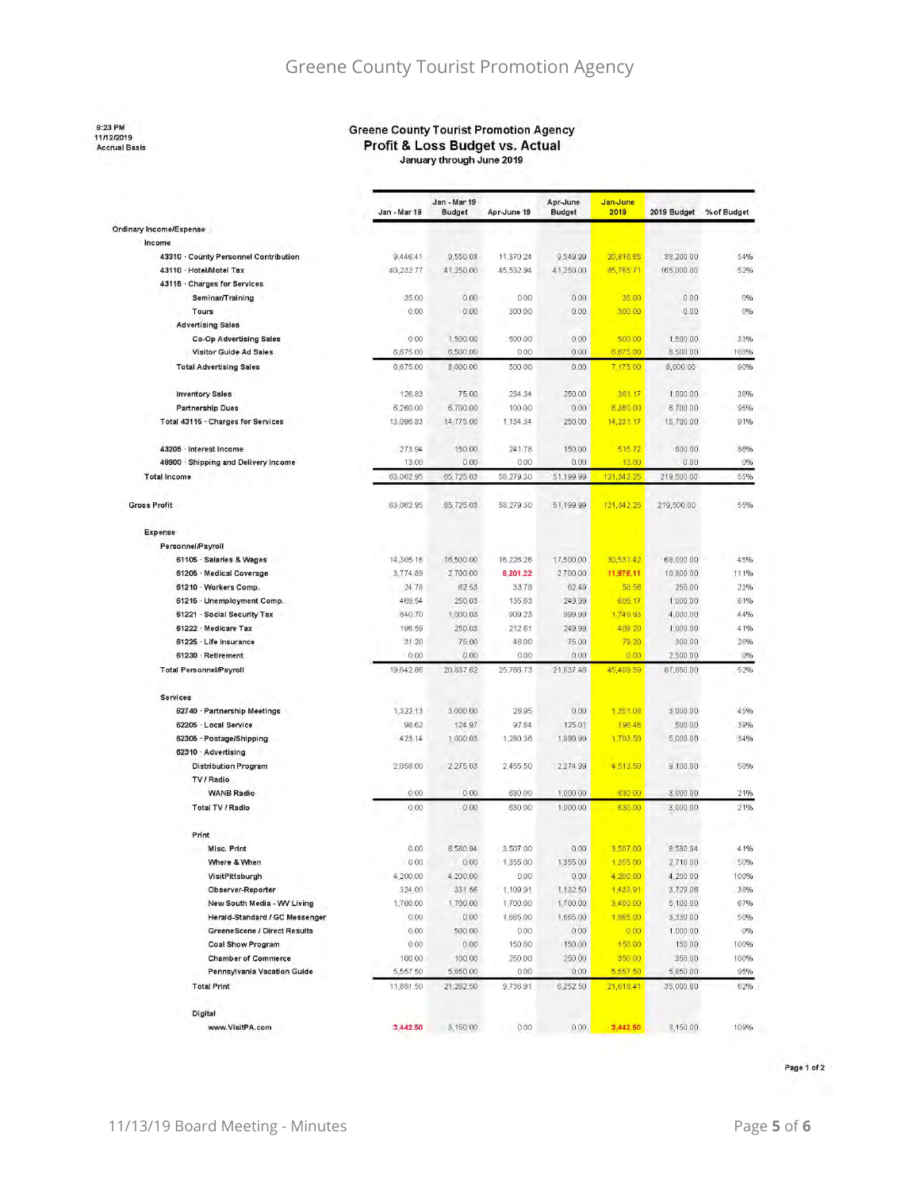8:23 PM
11/12/2019
Accrual Basis

# Greene County Tourist Promotion Agency
## Profit & Loss Budget vs. Actual
January through June 2019

| | Jan - Mar 19 | Jan - Mar 19 Budget | Apr-June 19 | Apr-June Budget | Jan-June 2019 | 2019 Budget | % of Budget |
|---|---|---|---|---|---|---|---|
| **Ordinary Income/Expense** | | | | | | | |
| **Income** | | | | | | | |
| 43310 · County Personnel Contribution | 9,446.41 | 9,550.03 | 11,370.24 | 9,549.99 | 20,816.65 | 38,200.00 | 54% |
| 43110 · Hotel/Motel Tax | 40,232.77 | 41,250.00 | 45,532.94 | 41,250.00 | 85,765.71 | 165,000.00 | 52% |
| 43115 · Charges for Services | | | | | | | |
| Seminar/Training | 35.00 | 0.00 | 0.00 | 0.00 | 35.00 | 0.00 | 0% |
| Tours | 0.00 | 0.00 | 300.00 | 0.00 | 300.00 | 0.00 | 0% |
| Advertising Sales | | | | | | | |
| Co-Op Advertising Sales | 0.00 | 1,500.00 | 500.00 | 0.00 | 500.00 | 1,500.00 | 33% |
| Visitor Guide Ad Sales | 6,675.00 | 6,500.00 | 0.00 | 0.00 | 6,675.00 | 6,500.00 | 103% |
| Total Advertising Sales | 6,675.00 | 8,000.00 | 500.00 | 0.00 | 7,175.00 | 8,000.00 | 90% |
| Inventory Sales | 126.83 | 75.00 | 234.34 | 250.00 | 361.17 | 1,000.00 | 36% |
| Partnership Dues | 6,260.00 | 6,700.00 | 100.00 | 0.00 | 6,360.00 | 6,700.00 | 95% |
| Total 43115 · Charges for Services | 13,096.83 | 14,775.00 | 1,134.34 | 250.00 | 14,231.17 | 15,700.00 | 91% |
| 43205 · Interest Income | 273.94 | 150.00 | 241.78 | 150.00 | 515.72 | 600.00 | 86% |
| 49900 · Shipping and Delivery Income | 13.00 | 0.00 | 0.00 | 0.00 | 13.00 | 0.00 | 0% |
| **Total Income** | 63,062.95 | 65,725.03 | 58,279.30 | 51,199.99 | 121,342.25 | 219,500.00 | 55% |
| **Gross Profit** | 63,062.95 | 65,725.03 | 58,279.30 | 51,199.99 | 121,342.25 | 219,500.00 | 55% |
| **Expense** | | | | | | | |
| Personnel/Payroll | | | | | | | |
| 61105 · Salaries & Wages | 14,305.16 | 16,500.00 | 16,226.26 | 17,500.00 | 30,531.42 | 68,000.00 | 45% |
| 61205 · Medical Coverage | 3,774.89 | 2,700.00 | 8,201.22 | 2,700.00 | 11,976.11 | 10,800.00 | 111% |
| 61210 · Workers Comp. | 24.78 | 62.53 | 33.78 | 62.49 | 58.56 | 250.00 | 23% |
| 61215 · Unemployment Comp. | 469.54 | 250.03 | 135.63 | 249.99 | 605.17 | 1,000.00 | 61% |
| 61221 · Social Security Tax | 840.70 | 1,000.03 | 909.23 | 999.99 | 1,749.93 | 4,000.00 | 44% |
| 61222 · Medicare Tax | 196.59 | 250.03 | 212.61 | 249.99 | 409.20 | 1,000.00 | 41% |
| 61225 · Life Insurance | 31.20 | 75.00 | 48.00 | 75.00 | 79.20 | 300.00 | 26% |
| 61230 · Retirement | 0.00 | 0.00 | 0.00 | 0.00 | 0.00 | 2,500.00 | 0% |
| Total Personnel/Payroll | 19,642.86 | 20,837.62 | 25,766.73 | 21,837.46 | 45,409.59 | 87,850.00 | 52% |
| Services | | | | | | | |
| 62740 · Partnership Meetings | 1,322.13 | 3,000.00 | 28.95 | 0.00 | 1,351.08 | 3,000.00 | 45% |
| 62205 · Local Service | 98.62 | 124.97 | 97.84 | 125.01 | 196.46 | 500.00 | 39% |
| 62305 · Postage/Shipping | 423.14 | 1,000.03 | 1,280.36 | 1,999.99 | 1,703.50 | 5,000.00 | 34% |
| 62310 · Advertising | | | | | | | |
| Distribution Program | 2,058.00 | 2,275.03 | 2,455.50 | 2,274.99 | 4,513.50 | 9,100.00 | 50% |
| TV / Radio | | | | | | | |
| WANB Radio | 0.00 | 0.00 | 630.00 | 1,000.00 | 630.00 | 3,000.00 | 21% |
| Total TV / Radio | 0.00 | 0.00 | 630.00 | 1,000.00 | 630.00 | 3,000.00 | 21% |
| Print | | | | | | | |
| Misc. Print | 0.00 | 8,580.94 | 3,507.00 | 0.00 | 3,507.00 | 8,580.94 | 41% |
| Where & When | 0.00 | 0.00 | 1,355.00 | 1,355.00 | 1,355.00 | 2,710.00 | 50% |
| VisitPittsburgh | 4,200.00 | 4,200.00 | 0.00 | 0.00 | 4,200.00 | 4,200.00 | 100% |
| Observer-Reporter | 324.00 | 331.56 | 1,109.91 | 1,132.50 | 1,433.91 | 3,729.06 | 38% |
| New South Media - WV Living | 1,700.00 | 1,700.00 | 1,700.00 | 1,700.00 | 3,400.00 | 5,100.00 | 67% |
| Herald-Standard / GC Messenger | 0.00 | 0.00 | 1,665.00 | 1,665.00 | 1,665.00 | 3,330.00 | 50% |
| GreeneScene / Direct Results | 0.00 | 500.00 | 0.00 | 0.00 | 0.00 | 1,000.00 | 0% |
| Coal Show Program | 0.00 | 0.00 | 150.00 | 150.00 | 150.00 | 150.00 | 100% |
| Chamber of Commerce | 100.00 | 100.00 | 250.00 | 250.00 | 350.00 | 350.00 | 100% |
| Pennsylvania Vacation Guide | 5,557.50 | 5,850.00 | 0.00 | 0.00 | 5,557.50 | 5,850.00 | 95% |
| Total Print | 11,881.50 | 21,262.50 | 9,736.91 | 6,252.50 | 21,618.41 | 35,000.00 | 62% |
| Digital | | | | | | | |
| www.VisitPA.com | 3,442.50 | 3,150.00 | 0.00 | 0.00 | 3,442.50 | 3,150.00 | 109% |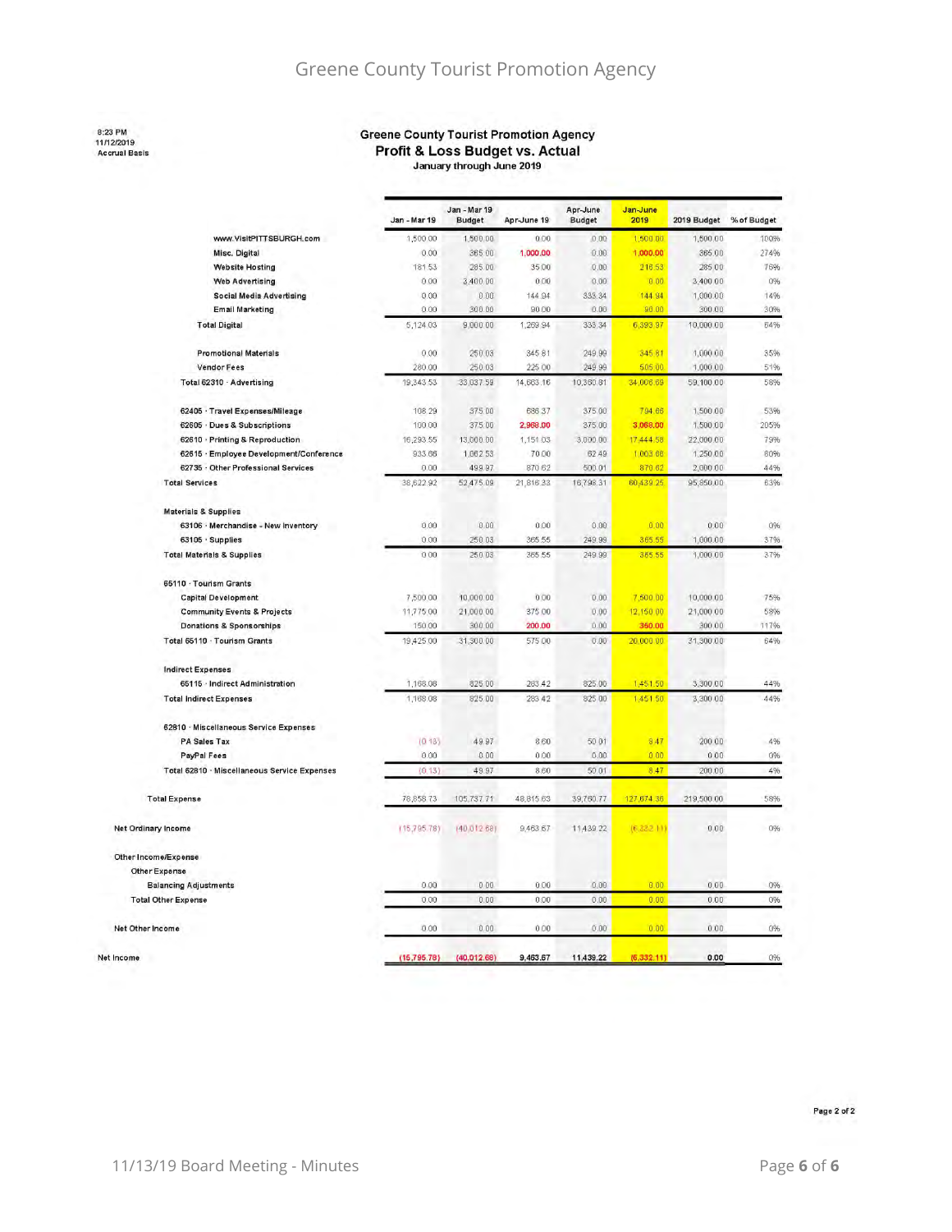8:23 PM
11/12/2019
Accrual Basis

## Greene County Tourist Promotion Agency

### Profit & Loss Budget vs. Actual

January through June 2019

| | Jan - Mar 19 | Jan - Mar 19 Budget | Apr-June 19 | Apr-June Budget | Jan-June 2019 | 2019 Budget | % of Budget |
|---|---|---|---|---|---|---|---|
| www.VisitPITTSBURGH.com | 1,500.00 | 1,500.00 | 0.00 | 0.00 | 1,500.00 | 1,500.00 | 100% |
| Misc. Digital | 0.00 | 365.00 | 1,000.00 | 0.00 | 1,000.00 | 365.00 | 274% |
| Website Hosting | 181.53 | 285.00 | 35.00 | 0.00 | 216.53 | 285.00 | 76% |
| Web Advertising | 0.00 | 3,400.00 | 0.00 | 0.00 | 0.00 | 3,400.00 | 0% |
| Social Media Advertising | 0.00 | 0.00 | 144.94 | 333.34 | 144.94 | 1,000.00 | 14% |
| Email Marketing | 0.00 | 300.00 | 90.00 | 0.00 | 90.00 | 300.00 | 30% |
| Total Digital | 5,124.03 | 9,000.00 | 1,269.94 | 333.34 | 6,393.97 | 10,000.00 | 64% |
| Promotional Materials | 0.00 | 250.03 | 345.81 | 249.99 | 345.81 | 1,000.00 | 35% |
| Vendor Fees | 280.00 | 250.03 | 225.00 | 249.99 | 505.00 | 1,000.00 | 51% |
| Total 62310 · Advertising | 19,343.53 | 33,037.59 | 14,663.16 | 10,360.81 | 34,006.69 | 59,100.00 | 58% |
| 62405 · Travel Expenses/Mileage | 108.29 | 375.00 | 686.37 | 375.00 | 794.66 | 1,500.00 | 53% |
| 62605 · Dues & Subscriptions | 100.00 | 375.00 | 2,968.00 | 375.00 | 3,068.00 | 1,500.00 | 205% |
| 62610 · Printing & Reproduction | 16,293.55 | 13,000.00 | 1,151.03 | 3,000.00 | 17,444.58 | 22,000.00 | 79% |
| 62615 · Employee Development/Conference | 933.66 | 1,062.53 | 70.00 | 62.49 | 1,003.66 | 1,250.00 | 80% |
| 62735 · Other Professional Services | 0.00 | 499.97 | 870.62 | 500.01 | 870.62 | 2,000.00 | 44% |
| Total Services | 38,622.92 | 52,475.09 | 21,816.33 | 16,798.31 | 60,439.25 | 95,850.00 | 63% |
| Materials & Supplies | | | | | | | |
| 63106 · Merchandise - New Inventory | 0.00 | 0.00 | 0.00 | 0.00 | 0.00 | 0.00 | 0% |
| 63105 · Supplies | 0.00 | 250.03 | 365.55 | 249.99 | 365.55 | 1,000.00 | 37% |
| Total Materials & Supplies | 0.00 | 250.03 | 365.55 | 249.99 | 365.55 | 1,000.00 | 37% |
| 65110 · Tourism Grants | | | | | | | |
| Capital Development | 7,500.00 | 10,000.00 | 0.00 | 0.00 | 7,500.00 | 10,000.00 | 75% |
| Community Events & Projects | 11,775.00 | 21,000.00 | 375.00 | 0.00 | 12,150.00 | 21,000.00 | 58% |
| Donations & Sponsorships | 150.00 | 300.00 | 200.00 | 0.00 | 350.00 | 300.00 | 117% |
| Total 65110 · Tourism Grants | 19,425.00 | 31,300.00 | 575.00 | 0.00 | 20,000.00 | 31,300.00 | 64% |
| Indirect Expenses | | | | | | | |
| 65115 · Indirect Administration | 1,168.08 | 825.00 | 283.42 | 825.00 | 1,451.50 | 3,300.00 | 44% |
| Total Indirect Expenses | 1,168.08 | 825.00 | 283.42 | 825.00 | 1,451.50 | 3,300.00 | 44% |
| 62810 · Miscellaneous Service Expenses | | | | | | | |
| PA Sales Tax | (0.13) | 49.97 | 8.60 | 50.01 | 8.47 | 200.00 | 4% |
| PayPal Fees | 0.00 | 0.00 | 0.00 | 0.00 | 0.00 | 0.00 | 0% |
| Total 62810 · Miscellaneous Service Expenses | (0.13) | 49.97 | 8.60 | 50.01 | 8.47 | 200.00 | 4% |
| Total Expense | 78,858.73 | 105,737.71 | 48,815.63 | 39,760.77 | 127,674.36 | 219,500.00 | 58% |
| Net Ordinary Income | (15,795.78) | (40,012.68) | 9,463.67 | 11,439.22 | (6,332.11) | 0.00 | 0% |
| Other Income/Expense | | | | | | | |
| Other Expense | | | | | | | |
| Balancing Adjustments | 0.00 | 0.00 | 0.00 | 0.00 | 0.00 | 0.00 | 0% |
| Total Other Expense | 0.00 | 0.00 | 0.00 | 0.00 | 0.00 | 0.00 | 0% |
| Net Other Income | 0.00 | 0.00 | 0.00 | 0.00 | 0.00 | 0.00 | 0% |
| Net Income | (15,795.78) | (40,012.68) | 9,463.67 | 11,439.22 | (6,332.11) | 0.00 | 0% |

Page 2 of 2